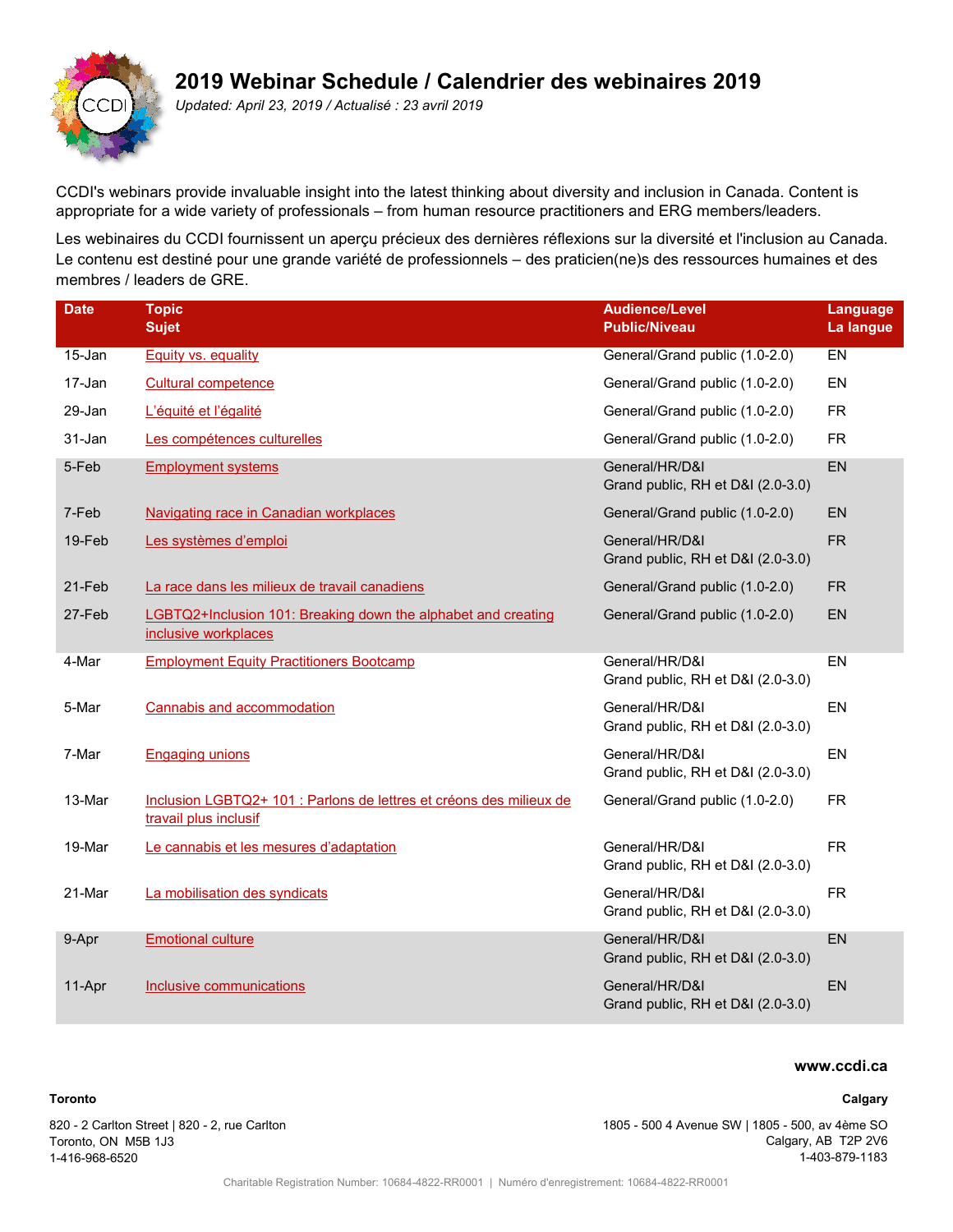# 2019 Webinar Schedule / Calendrier des webinaires 2019

*Updated: April 23, 2019 / Actualisé : 23 avril 2019*

CCDI's webinars provide invaluable insight into the latest thinking about diversity and inclusion in Canada. Content is appropriate for a wide variety of professionals – from human resource practitioners and ERG members/leaders.

Les webinaires du CCDI fournissent un aperçu précieux des dernières réflexions sur la diversité et l'inclusion au Canada. Le contenu est destiné pour une grande variété de professionnels – des praticien(ne)s des ressources humaines et des membres / leaders de GRE.

| Date | Topic<br>Sujet | Audience/Level<br>Public/Niveau | Language<br>La langue |
|---|---|---|---|
| 15-Jan | Equity vs. equality | General/Grand public (1.0-2.0) | EN |
| 17-Jan | Cultural competence | General/Grand public (1.0-2.0) | EN |
| 29-Jan | L'équité et l'égalité | General/Grand public (1.0-2.0) | FR |
| 31-Jan | Les compétences culturelles | General/Grand public (1.0-2.0) | FR |
| 5-Feb | Employment systems | General/HR/D&I<br>Grand public, RH et D&I (2.0-3.0) | EN |
| 7-Feb | Navigating race in Canadian workplaces | General/Grand public (1.0-2.0) | EN |
| 19-Feb | Les systèmes d'emploi | General/HR/D&I<br>Grand public, RH et D&I (2.0-3.0) | FR |
| 21-Feb | La race dans les milieux de travail canadiens | General/Grand public (1.0-2.0) | FR |
| 27-Feb | LGBTQ2+Inclusion 101: Breaking down the alphabet and creating inclusive workplaces | General/Grand public (1.0-2.0) | EN |
| 4-Mar | Employment Equity Practitioners Bootcamp | General/HR/D&I<br>Grand public, RH et D&I (2.0-3.0) | EN |
| 5-Mar | Cannabis and accommodation | General/HR/D&I<br>Grand public, RH et D&I (2.0-3.0) | EN |
| 7-Mar | Engaging unions | General/HR/D&I<br>Grand public, RH et D&I (2.0-3.0) | EN |
| 13-Mar | Inclusion LGBTQ2+ 101 : Parlons de lettres et créons des milieux de travail plus inclusif | General/Grand public (1.0-2.0) | FR |
| 19-Mar | Le cannabis et les mesures d'adaptation | General/HR/D&I<br>Grand public, RH et D&I (2.0-3.0) | FR |
| 21-Mar | La mobilisation des syndicats | General/HR/D&I<br>Grand public, RH et D&I (2.0-3.0) | FR |
| 9-Apr | Emotional culture | General/HR/D&I<br>Grand public, RH et D&I (2.0-3.0) | EN |
| 11-Apr | Inclusive communications | General/HR/D&I<br>Grand public, RH et D&I (2.0-3.0) | EN |

**www.ccdi.ca**

**Toronto**

820 - 2 Carlton Street | 820 - 2, rue Carlton
Toronto, ON M5B 1J3
1-416-968-6520

**Calgary**

1805 - 500 4 Avenue SW | 1805 - 500, av 4ème SO
Calgary, AB T2P 2V6
1-403-879-1183

Charitable Registration Number: 10684-4822-RR0001 | Numéro d'enregistrement: 10684-4822-RR0001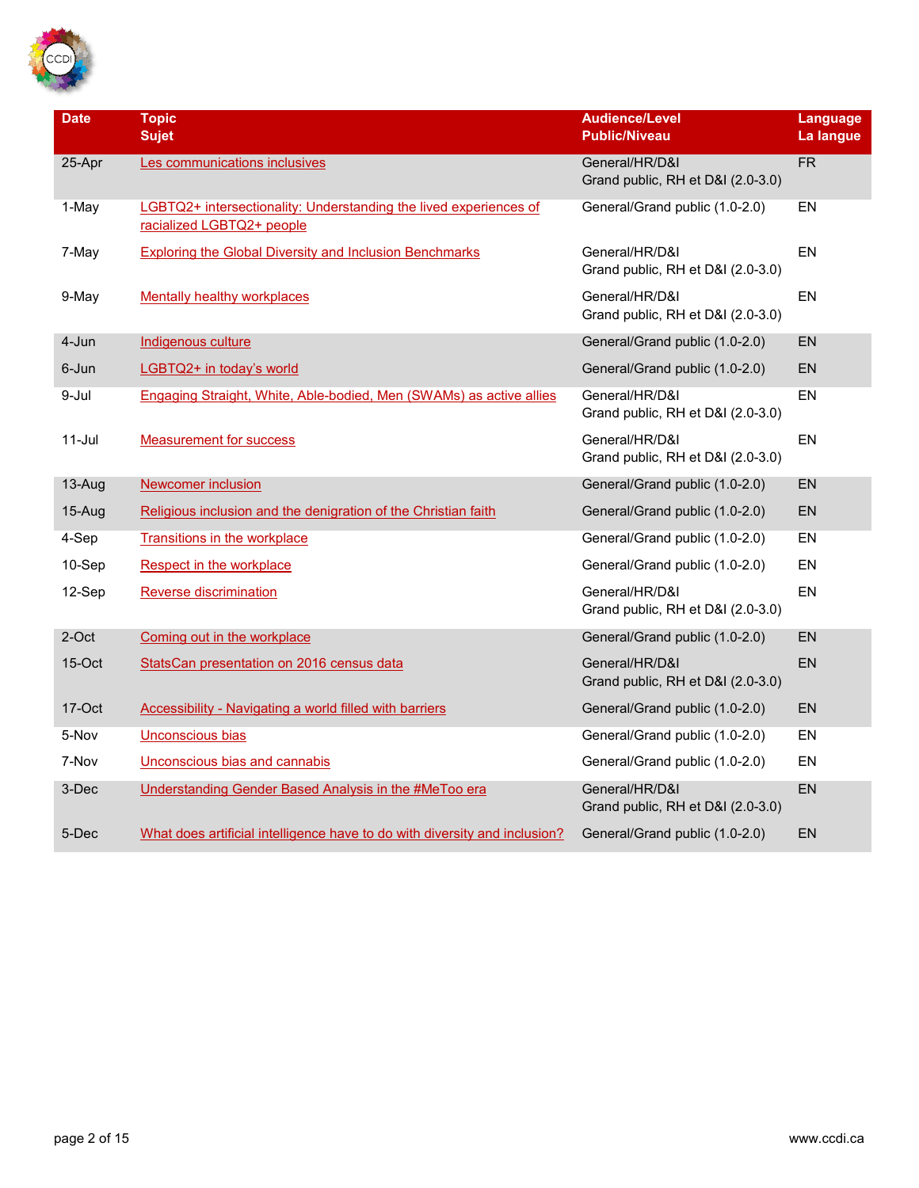| Date | Topic<br>Sujet | Audience/Level<br>Public/Niveau | Language<br>La langue |
|---|---|---|---|
| 25-Apr | Les communications inclusives | General/HR/D&I<br>Grand public, RH et D&I (2.0-3.0) | FR |
| 1-May | LGBTQ2+ intersectionality: Understanding the lived experiences of racialized LGBTQ2+ people | General/Grand public (1.0-2.0) | EN |
| 7-May | Exploring the Global Diversity and Inclusion Benchmarks | General/HR/D&I<br>Grand public, RH et D&I (2.0-3.0) | EN |
| 9-May | Mentally healthy workplaces | General/HR/D&I<br>Grand public, RH et D&I (2.0-3.0) | EN |
| 4-Jun | Indigenous culture | General/Grand public (1.0-2.0) | EN |
| 6-Jun | LGBTQ2+ in today's world | General/Grand public (1.0-2.0) | EN |
| 9-Jul | Engaging Straight, White, Able-bodied, Men (SWAMs) as active allies | General/HR/D&I<br>Grand public, RH et D&I (2.0-3.0) | EN |
| 11-Jul | Measurement for success | General/HR/D&I<br>Grand public, RH et D&I (2.0-3.0) | EN |
| 13-Aug | Newcomer inclusion | General/Grand public (1.0-2.0) | EN |
| 15-Aug | Religious inclusion and the denigration of the Christian faith | General/Grand public (1.0-2.0) | EN |
| 4-Sep | Transitions in the workplace | General/Grand public (1.0-2.0) | EN |
| 10-Sep | Respect in the workplace | General/Grand public (1.0-2.0) | EN |
| 12-Sep | Reverse discrimination | General/HR/D&I<br>Grand public, RH et D&I (2.0-3.0) | EN |
| 2-Oct | Coming out in the workplace | General/Grand public (1.0-2.0) | EN |
| 15-Oct | StatsCan presentation on 2016 census data | General/HR/D&I<br>Grand public, RH et D&I (2.0-3.0) | EN |
| 17-Oct | Accessibility - Navigating a world filled with barriers | General/Grand public (1.0-2.0) | EN |
| 5-Nov | Unconscious bias | General/Grand public (1.0-2.0) | EN |
| 7-Nov | Unconscious bias and cannabis | General/Grand public (1.0-2.0) | EN |
| 3-Dec | Understanding Gender Based Analysis in the #MeToo era | General/HR/D&I<br>Grand public, RH et D&I (2.0-3.0) | EN |
| 5-Dec | What does artificial intelligence have to do with diversity and inclusion? | General/Grand public (1.0-2.0) | EN |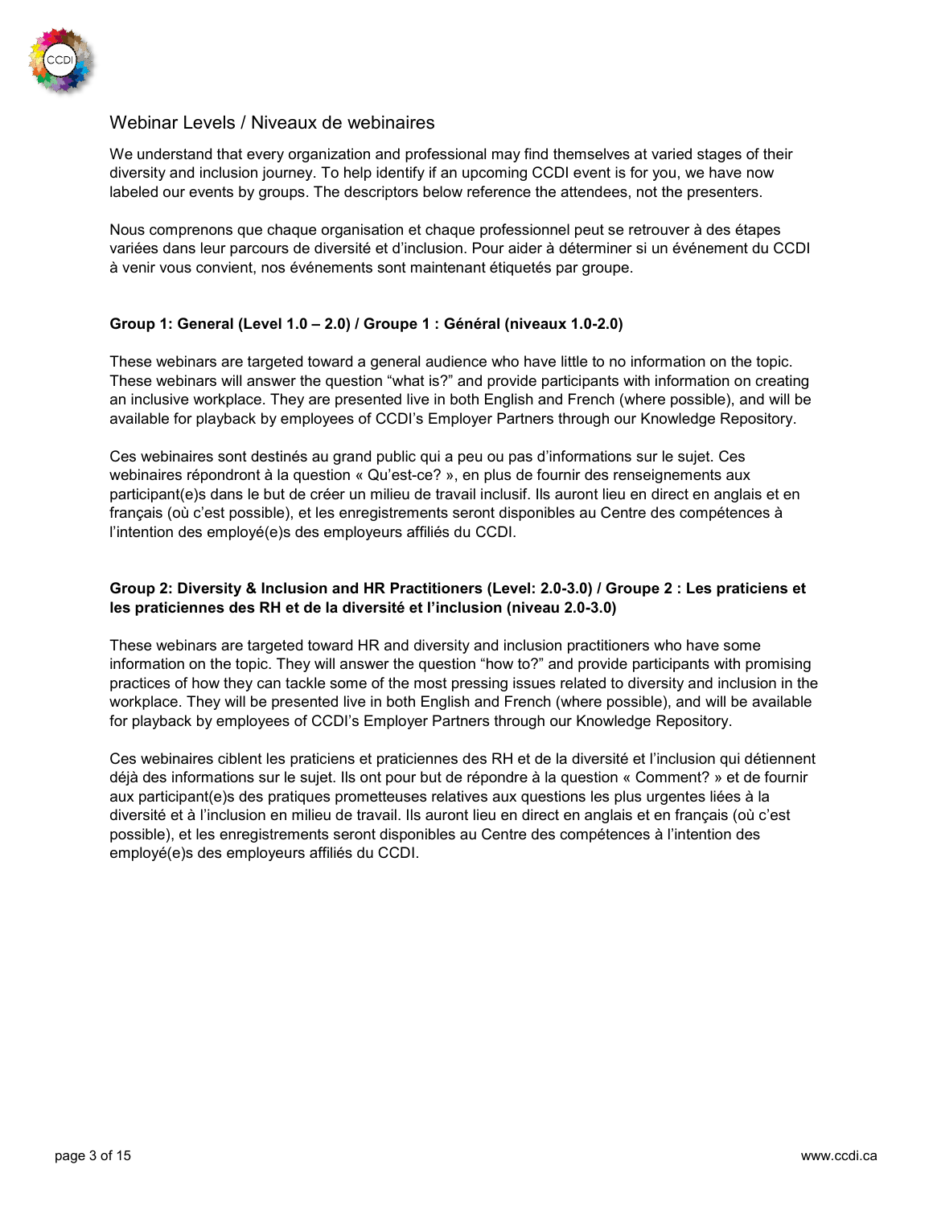## Webinar Levels / Niveaux de webinaires

We understand that every organization and professional may find themselves at varied stages of their diversity and inclusion journey. To help identify if an upcoming CCDI event is for you, we have now labeled our events by groups. The descriptors below reference the attendees, not the presenters.

Nous comprenons que chaque organisation et chaque professionnel peut se retrouver à des étapes variées dans leur parcours de diversité et d'inclusion. Pour aider à déterminer si un événement du CCDI à venir vous convient, nos événements sont maintenant étiquetés par groupe.

### Group 1: General (Level 1.0 – 2.0) / Groupe 1 : Général (niveaux 1.0-2.0)

These webinars are targeted toward a general audience who have little to no information on the topic. These webinars will answer the question "what is?" and provide participants with information on creating an inclusive workplace. They are presented live in both English and French (where possible), and will be available for playback by employees of CCDI's Employer Partners through our Knowledge Repository.

Ces webinaires sont destinés au grand public qui a peu ou pas d'informations sur le sujet. Ces webinaires répondront à la question « Qu'est-ce? », en plus de fournir des renseignements aux participant(e)s dans le but de créer un milieu de travail inclusif. Ils auront lieu en direct en anglais et en français (où c'est possible), et les enregistrements seront disponibles au Centre des compétences à l'intention des employé(e)s des employeurs affiliés du CCDI.

### Group 2: Diversity & Inclusion and HR Practitioners (Level: 2.0-3.0) / Groupe 2 : Les praticiens et les praticiennes des RH et de la diversité et l'inclusion (niveau 2.0-3.0)

These webinars are targeted toward HR and diversity and inclusion practitioners who have some information on the topic. They will answer the question "how to?" and provide participants with promising practices of how they can tackle some of the most pressing issues related to diversity and inclusion in the workplace. They will be presented live in both English and French (where possible), and will be available for playback by employees of CCDI's Employer Partners through our Knowledge Repository.

Ces webinaires ciblent les praticiens et praticiennes des RH et de la diversité et l'inclusion qui détiennent déjà des informations sur le sujet. Ils ont pour but de répondre à la question « Comment? » et de fournir aux participant(e)s des pratiques prometteuses relatives aux questions les plus urgentes liées à la diversité et à l'inclusion en milieu de travail. Ils auront lieu en direct en anglais et en français (où c'est possible), et les enregistrements seront disponibles au Centre des compétences à l'intention des employé(e)s des employeurs affiliés du CCDI.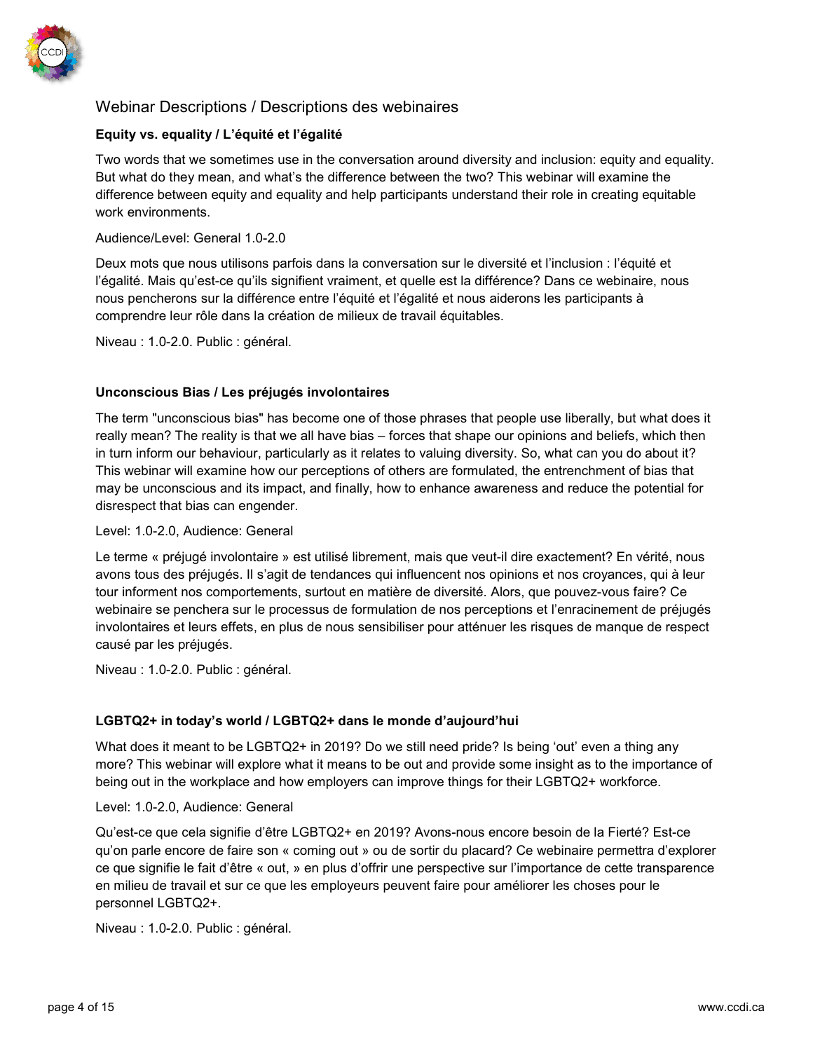## Webinar Descriptions / Descriptions des webinaires

**Equity vs. equality / L'équité et l'égalité**

Two words that we sometimes use in the conversation around diversity and inclusion: equity and equality. But what do they mean, and what's the difference between the two? This webinar will examine the difference between equity and equality and help participants understand their role in creating equitable work environments.

Audience/Level: General 1.0-2.0

Deux mots que nous utilisons parfois dans la conversation sur le diversité et l'inclusion : l'équité et l'égalité. Mais qu'est-ce qu'ils signifient vraiment, et quelle est la différence? Dans ce webinaire, nous nous pencherons sur la différence entre l'équité et l'égalité et nous aiderons les participants à comprendre leur rôle dans la création de milieux de travail équitables.

Niveau : 1.0-2.0. Public : général.

**Unconscious Bias / Les préjugés involontaires**

The term "unconscious bias" has become one of those phrases that people use liberally, but what does it really mean? The reality is that we all have bias – forces that shape our opinions and beliefs, which then in turn inform our behaviour, particularly as it relates to valuing diversity. So, what can you do about it? This webinar will examine how our perceptions of others are formulated, the entrenchment of bias that may be unconscious and its impact, and finally, how to enhance awareness and reduce the potential for disrespect that bias can engender.

Level: 1.0-2.0, Audience: General

Le terme « préjugé involontaire » est utilisé librement, mais que veut-il dire exactement? En vérité, nous avons tous des préjugés. Il s'agit de tendances qui influencent nos opinions et nos croyances, qui à leur tour informent nos comportements, surtout en matière de diversité. Alors, que pouvez-vous faire? Ce webinaire se penchera sur le processus de formulation de nos perceptions et l'enracinement de préjugés involontaires et leurs effets, en plus de nous sensibiliser pour atténuer les risques de manque de respect causé par les préjugés.

Niveau : 1.0-2.0. Public : général.

**LGBTQ2+ in today's world / LGBTQ2+ dans le monde d'aujourd'hui**

What does it meant to be LGBTQ2+ in 2019? Do we still need pride? Is being 'out' even a thing any more? This webinar will explore what it means to be out and provide some insight as to the importance of being out in the workplace and how employers can improve things for their LGBTQ2+ workforce.

Level: 1.0-2.0, Audience: General

Qu'est-ce que cela signifie d'être LGBTQ2+ en 2019? Avons-nous encore besoin de la Fierté? Est-ce qu'on parle encore de faire son « coming out » ou de sortir du placard? Ce webinaire permettra d'explorer ce que signifie le fait d'être « out, » en plus d'offrir une perspective sur l'importance de cette transparence en milieu de travail et sur ce que les employeurs peuvent faire pour améliorer les choses pour le personnel LGBTQ2+.

Niveau : 1.0-2.0. Public : général.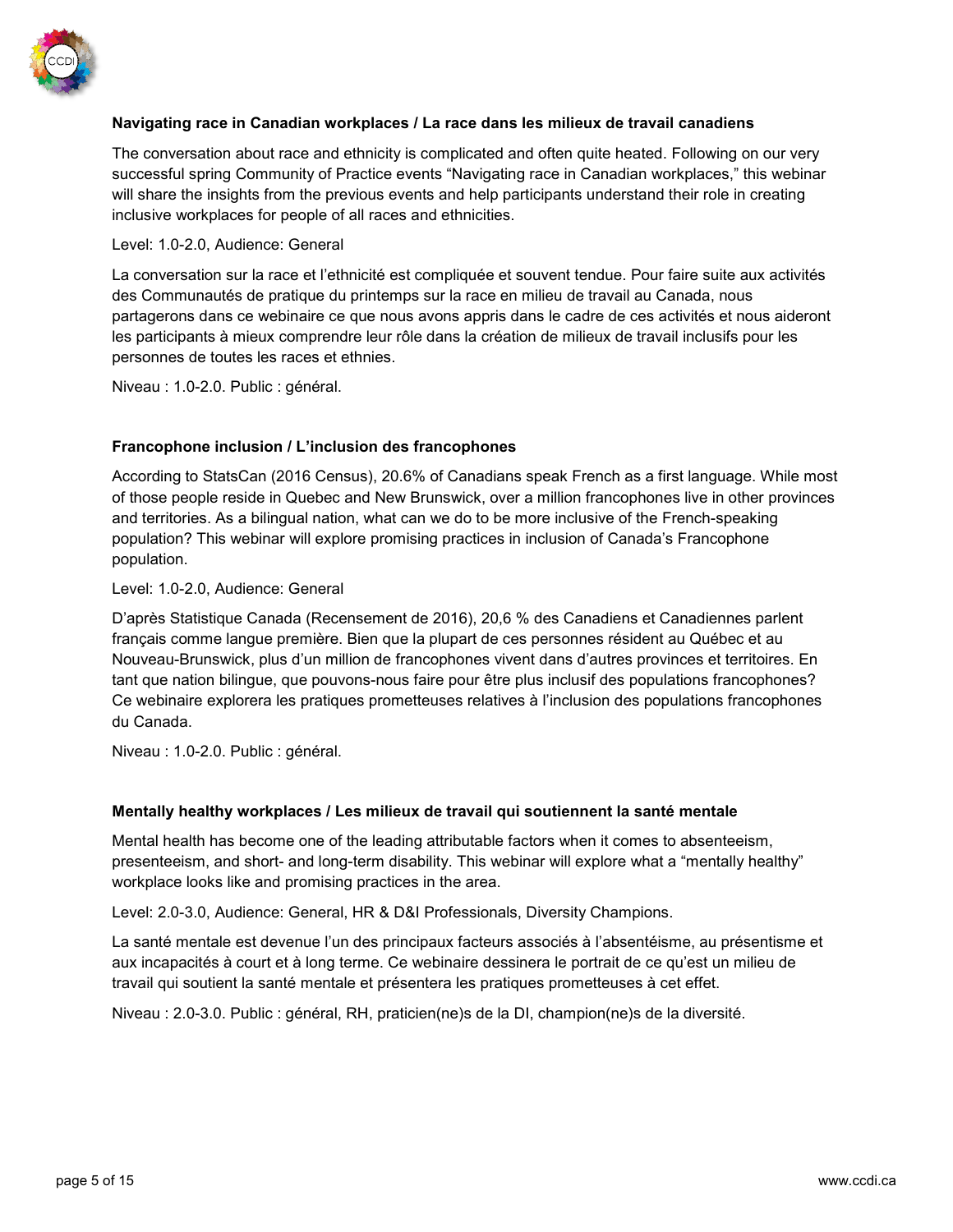### Navigating race in Canadian workplaces / La race dans les milieux de travail canadiens

The conversation about race and ethnicity is complicated and often quite heated. Following on our very successful spring Community of Practice events “Navigating race in Canadian workplaces,” this webinar will share the insights from the previous events and help participants understand their role in creating inclusive workplaces for people of all races and ethnicities.

Level: 1.0-2.0, Audience: General

La conversation sur la race et l’ethnicité est compliquée et souvent tendue. Pour faire suite aux activités des Communautés de pratique du printemps sur la race en milieu de travail au Canada, nous partagerons dans ce webinaire ce que nous avons appris dans le cadre de ces activités et nous aideront les participants à mieux comprendre leur rôle dans la création de milieux de travail inclusifs pour les personnes de toutes les races et ethnies.

Niveau : 1.0-2.0. Public : général.

### Francophone inclusion / L’inclusion des francophones

According to StatsCan (2016 Census), 20.6% of Canadians speak French as a first language. While most of those people reside in Quebec and New Brunswick, over a million francophones live in other provinces and territories. As a bilingual nation, what can we do to be more inclusive of the French-speaking population? This webinar will explore promising practices in inclusion of Canada’s Francophone population.

Level: 1.0-2.0, Audience: General

D’après Statistique Canada (Recensement de 2016), 20,6 % des Canadiens et Canadiennes parlent français comme langue première. Bien que la plupart de ces personnes résident au Québec et au Nouveau-Brunswick, plus d’un million de francophones vivent dans d’autres provinces et territoires. En tant que nation bilingue, que pouvons-nous faire pour être plus inclusif des populations francophones? Ce webinaire explorera les pratiques prometteuses relatives à l’inclusion des populations francophones du Canada.

Niveau : 1.0-2.0. Public : général.

### Mentally healthy workplaces / Les milieux de travail qui soutiennent la santé mentale

Mental health has become one of the leading attributable factors when it comes to absenteeism, presenteeism, and short- and long-term disability. This webinar will explore what a “mentally healthy” workplace looks like and promising practices in the area.

Level: 2.0-3.0, Audience: General, HR & D&I Professionals, Diversity Champions.

La santé mentale est devenue l’un des principaux facteurs associés à l’absentéisme, au présentisme et aux incapacités à court et à long terme. Ce webinaire dessinera le portrait de ce qu’est un milieu de travail qui soutient la santé mentale et présentera les pratiques prometteuses à cet effet.

Niveau : 2.0-3.0. Public : général, RH, praticien(ne)s de la DI, champion(ne)s de la diversité.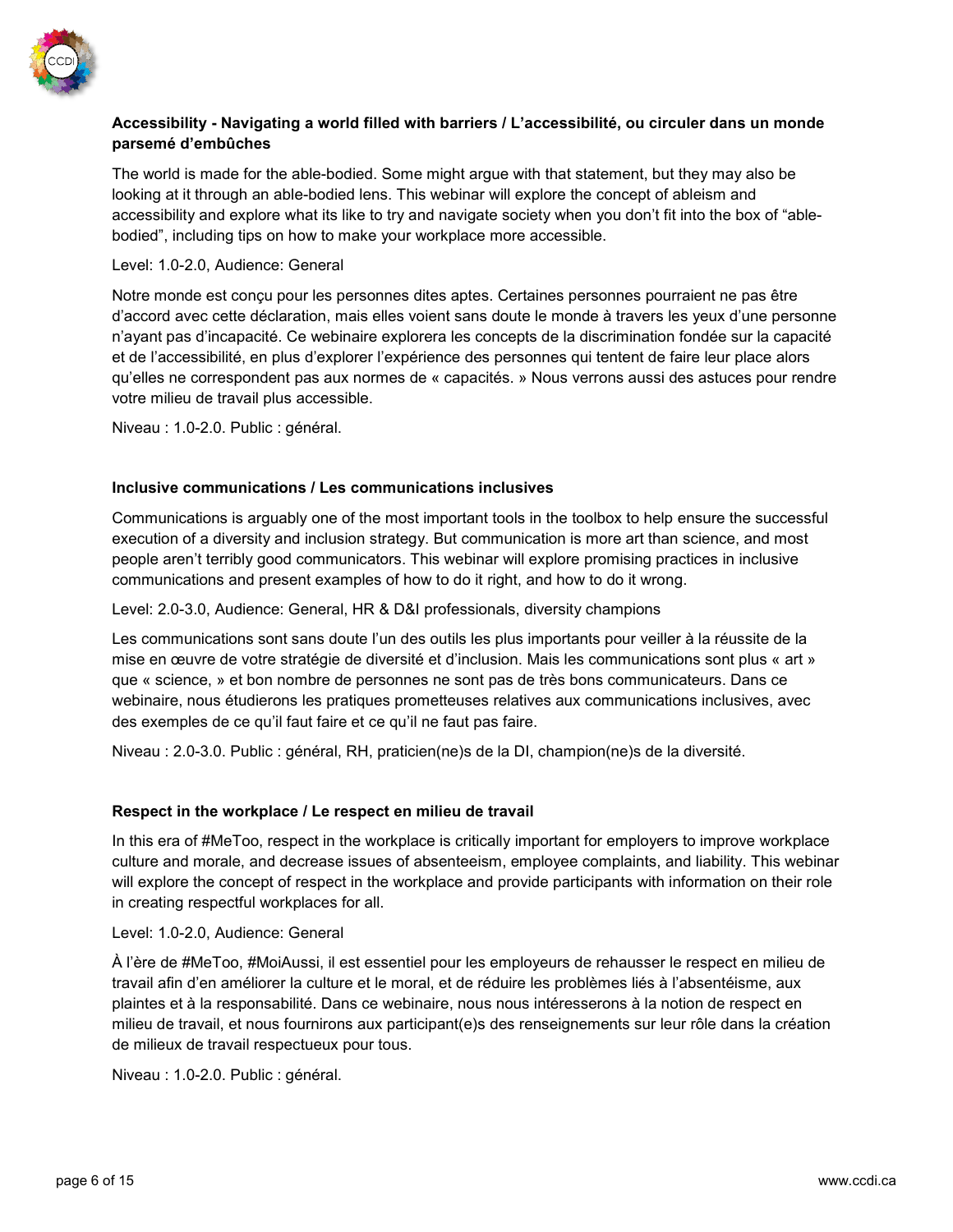### Accessibility - Navigating a world filled with barriers / L'accessibilité, ou circuler dans un monde parsemé d'embûches

The world is made for the able-bodied. Some might argue with that statement, but they may also be looking at it through an able-bodied lens. This webinar will explore the concept of ableism and accessibility and explore what its like to try and navigate society when you don't fit into the box of "able-bodied", including tips on how to make your workplace more accessible.

Level: 1.0-2.0, Audience: General

Notre monde est conçu pour les personnes dites aptes. Certaines personnes pourraient ne pas être d'accord avec cette déclaration, mais elles voient sans doute le monde à travers les yeux d'une personne n'ayant pas d'incapacité. Ce webinaire explorera les concepts de la discrimination fondée sur la capacité et de l'accessibilité, en plus d'explorer l'expérience des personnes qui tentent de faire leur place alors qu'elles ne correspondent pas aux normes de « capacités. » Nous verrons aussi des astuces pour rendre votre milieu de travail plus accessible.

Niveau : 1.0-2.0. Public : général.

### Inclusive communications / Les communications inclusives

Communications is arguably one of the most important tools in the toolbox to help ensure the successful execution of a diversity and inclusion strategy. But communication is more art than science, and most people aren't terribly good communicators. This webinar will explore promising practices in inclusive communications and present examples of how to do it right, and how to do it wrong.

Level: 2.0-3.0, Audience: General, HR & D&I professionals, diversity champions

Les communications sont sans doute l'un des outils les plus importants pour veiller à la réussite de la mise en œuvre de votre stratégie de diversité et d'inclusion. Mais les communications sont plus « art » que « science, » et bon nombre de personnes ne sont pas de très bons communicateurs. Dans ce webinaire, nous étudierons les pratiques prometteuses relatives aux communications inclusives, avec des exemples de ce qu'il faut faire et ce qu'il ne faut pas faire.

Niveau : 2.0-3.0. Public : général, RH, praticien(ne)s de la DI, champion(ne)s de la diversité.

### Respect in the workplace / Le respect en milieu de travail

In this era of #MeToo, respect in the workplace is critically important for employers to improve workplace culture and morale, and decrease issues of absenteeism, employee complaints, and liability. This webinar will explore the concept of respect in the workplace and provide participants with information on their role in creating respectful workplaces for all.

Level: 1.0-2.0, Audience: General

À l'ère de #MeToo, #MoiAussi, il est essentiel pour les employeurs de rehausser le respect en milieu de travail afin d'en améliorer la culture et le moral, et de réduire les problèmes liés à l'absentéisme, aux plaintes et à la responsabilité. Dans ce webinaire, nous nous intéresserons à la notion de respect en milieu de travail, et nous fournirons aux participant(e)s des renseignements sur leur rôle dans la création de milieux de travail respectueux pour tous.

Niveau : 1.0-2.0. Public : général.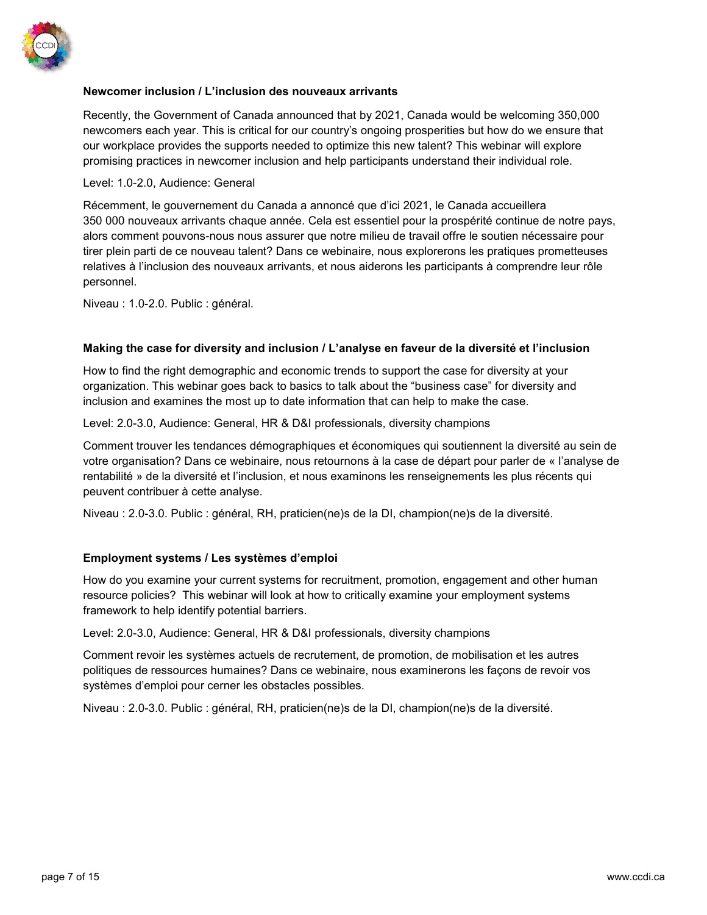**Newcomer inclusion / L'inclusion des nouveaux arrivants**

Recently, the Government of Canada announced that by 2021, Canada would be welcoming 350,000 newcomers each year. This is critical for our country's ongoing prosperities but how do we ensure that our workplace provides the supports needed to optimize this new talent? This webinar will explore promising practices in newcomer inclusion and help participants understand their individual role.

Level: 1.0-2.0, Audience: General

Récemment, le gouvernement du Canada a annoncé que d'ici 2021, le Canada accueillera 350 000 nouveaux arrivants chaque année. Cela est essentiel pour la prospérité continue de notre pays, alors comment pouvons-nous nous assurer que notre milieu de travail offre le soutien nécessaire pour tirer plein parti de ce nouveau talent? Dans ce webinaire, nous explorerons les pratiques prometteuses relatives à l'inclusion des nouveaux arrivants, et nous aiderons les participants à comprendre leur rôle personnel.

Niveau : 1.0-2.0. Public : général.

**Making the case for diversity and inclusion / L'analyse en faveur de la diversité et l'inclusion**

How to find the right demographic and economic trends to support the case for diversity at your organization. This webinar goes back to basics to talk about the "business case" for diversity and inclusion and examines the most up to date information that can help to make the case.

Level: 2.0-3.0, Audience: General, HR & D&I professionals, diversity champions

Comment trouver les tendances démographiques et économiques qui soutiennent la diversité au sein de votre organisation? Dans ce webinaire, nous retournons à la case de départ pour parler de « l'analyse de rentabilité » de la diversité et l'inclusion, et nous examinons les renseignements les plus récents qui peuvent contribuer à cette analyse.

Niveau : 2.0-3.0. Public : général, RH, praticien(ne)s de la DI, champion(ne)s de la diversité.

**Employment systems / Les systèmes d'emploi**

How do you examine your current systems for recruitment, promotion, engagement and other human resource policies? This webinar will look at how to critically examine your employment systems framework to help identify potential barriers.

Level: 2.0-3.0, Audience: General, HR & D&I professionals, diversity champions

Comment revoir les systèmes actuels de recrutement, de promotion, de mobilisation et les autres politiques de ressources humaines? Dans ce webinaire, nous examinerons les façons de revoir vos systèmes d'emploi pour cerner les obstacles possibles.

Niveau : 2.0-3.0. Public : général, RH, praticien(ne)s de la DI, champion(ne)s de la diversité.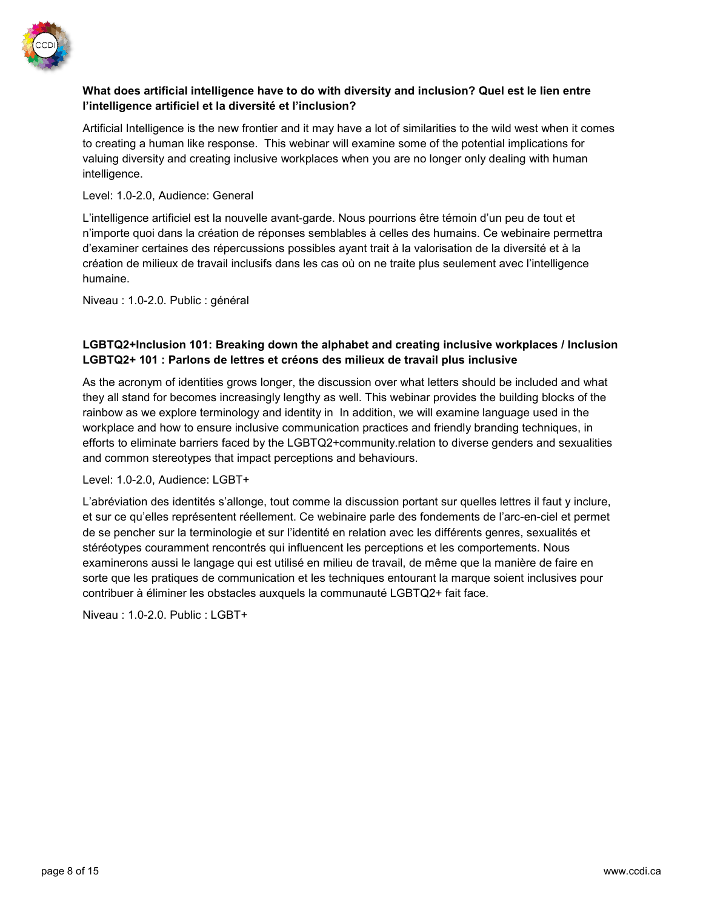**What does artificial intelligence have to do with diversity and inclusion? Quel est le lien entre l'intelligence artificiel et la diversité et l'inclusion?**

Artificial Intelligence is the new frontier and it may have a lot of similarities to the wild west when it comes to creating a human like response. This webinar will examine some of the potential implications for valuing diversity and creating inclusive workplaces when you are no longer only dealing with human intelligence.

Level: 1.0-2.0, Audience: General

L'intelligence artificiel est la nouvelle avant-garde. Nous pourrions être témoin d'un peu de tout et n'importe quoi dans la création de réponses semblables à celles des humains. Ce webinaire permettra d'examiner certaines des répercussions possibles ayant trait à la valorisation de la diversité et à la création de milieux de travail inclusifs dans les cas où on ne traite plus seulement avec l'intelligence humaine.

Niveau : 1.0-2.0. Public : général

**LGBTQ2+Inclusion 101: Breaking down the alphabet and creating inclusive workplaces / Inclusion LGBTQ2+ 101 : Parlons de lettres et créons des milieux de travail plus inclusive**

As the acronym of identities grows longer, the discussion over what letters should be included and what they all stand for becomes increasingly lengthy as well. This webinar provides the building blocks of the rainbow as we explore terminology and identity in In addition, we will examine language used in the workplace and how to ensure inclusive communication practices and friendly branding techniques, in efforts to eliminate barriers faced by the LGBTQ2+community.relation to diverse genders and sexualities and common stereotypes that impact perceptions and behaviours.

Level: 1.0-2.0, Audience: LGBT+

L'abréviation des identités s'allonge, tout comme la discussion portant sur quelles lettres il faut y inclure, et sur ce qu'elles représentent réellement. Ce webinaire parle des fondements de l'arc-en-ciel et permet de se pencher sur la terminologie et sur l'identité en relation avec les différents genres, sexualités et stéréotypes couramment rencontrés qui influencent les perceptions et les comportements. Nous examinerons aussi le langage qui est utilisé en milieu de travail, de même que la manière de faire en sorte que les pratiques de communication et les techniques entourant la marque soient inclusives pour contribuer à éliminer les obstacles auxquels la communauté LGBTQ2+ fait face.

Niveau : 1.0-2.0. Public : LGBT+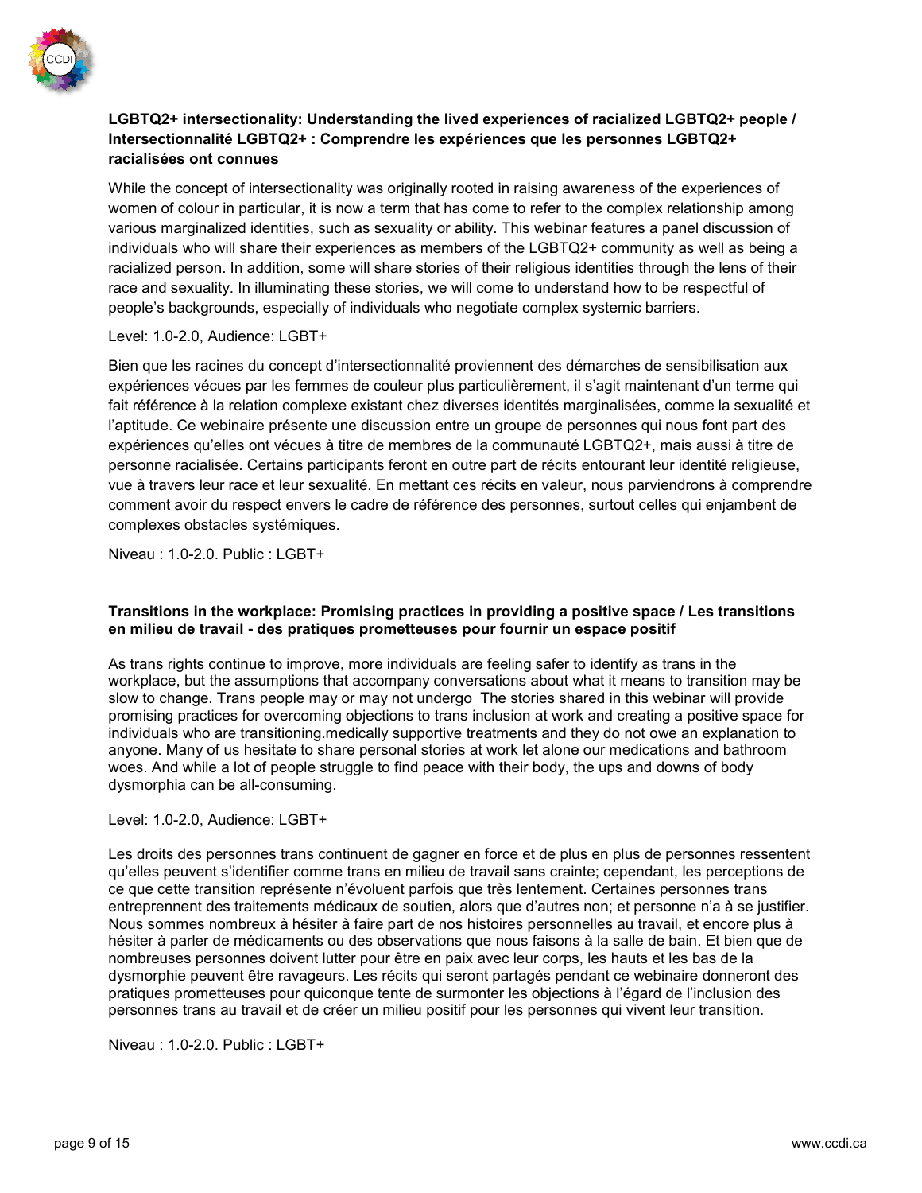**LGBTQ2+ intersectionality: Understanding the lived experiences of racialized LGBTQ2+ people / Intersectionnalité LGBTQ2+ : Comprendre les expériences que les personnes LGBTQ2+ racialisées ont connues**

While the concept of intersectionality was originally rooted in raising awareness of the experiences of women of colour in particular, it is now a term that has come to refer to the complex relationship among various marginalized identities, such as sexuality or ability. This webinar features a panel discussion of individuals who will share their experiences as members of the LGBTQ2+ community as well as being a racialized person. In addition, some will share stories of their religious identities through the lens of their race and sexuality. In illuminating these stories, we will come to understand how to be respectful of people's backgrounds, especially of individuals who negotiate complex systemic barriers.

Level: 1.0-2.0, Audience: LGBT+

Bien que les racines du concept d'intersectionnalité proviennent des démarches de sensibilisation aux expériences vécues par les femmes de couleur plus particulièrement, il s'agit maintenant d'un terme qui fait référence à la relation complexe existant chez diverses identités marginalisées, comme la sexualité et l'aptitude. Ce webinaire présente une discussion entre un groupe de personnes qui nous font part des expériences qu'elles ont vécues à titre de membres de la communauté LGBTQ2+, mais aussi à titre de personne racialisée. Certains participants feront en outre part de récits entourant leur identité religieuse, vue à travers leur race et leur sexualité. En mettant ces récits en valeur, nous parviendrons à comprendre comment avoir du respect envers le cadre de référence des personnes, surtout celles qui enjambent de complexes obstacles systémiques.

Niveau : 1.0-2.0. Public : LGBT+

**Transitions in the workplace: Promising practices in providing a positive space / Les transitions en milieu de travail - des pratiques prometteuses pour fournir un espace positif**

As trans rights continue to improve, more individuals are feeling safer to identify as trans in the workplace, but the assumptions that accompany conversations about what it means to transition may be slow to change. Trans people may or may not undergo The stories shared in this webinar will provide promising practices for overcoming objections to trans inclusion at work and creating a positive space for individuals who are transitioning.medically supportive treatments and they do not owe an explanation to anyone. Many of us hesitate to share personal stories at work let alone our medications and bathroom woes. And while a lot of people struggle to find peace with their body, the ups and downs of body dysmorphia can be all-consuming.

Level: 1.0-2.0, Audience: LGBT+

Les droits des personnes trans continuent de gagner en force et de plus en plus de personnes ressentent qu'elles peuvent s'identifier comme trans en milieu de travail sans crainte; cependant, les perceptions de ce que cette transition représente n'évoluent parfois que très lentement. Certaines personnes trans entreprennent des traitements médicaux de soutien, alors que d'autres non; et personne n'a à se justifier. Nous sommes nombreux à hésiter à faire part de nos histoires personnelles au travail, et encore plus à hésiter à parler de médicaments ou des observations que nous faisons à la salle de bain. Et bien que de nombreuses personnes doivent lutter pour être en paix avec leur corps, les hauts et les bas de la dysmorphie peuvent être ravageurs. Les récits qui seront partagés pendant ce webinaire donneront des pratiques prometteuses pour quiconque tente de surmonter les objections à l'égard de l'inclusion des personnes trans au travail et de créer un milieu positif pour les personnes qui vivent leur transition.

Niveau : 1.0-2.0. Public : LGBT+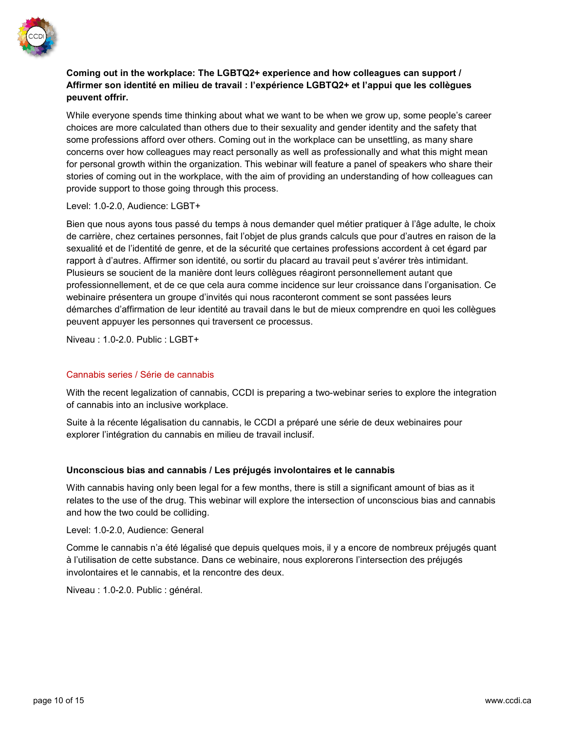**Coming out in the workplace: The LGBTQ2+ experience and how colleagues can support / Affirmer son identité en milieu de travail : l'expérience LGBTQ2+ et l'appui que les collègues peuvent offrir.**

While everyone spends time thinking about what we want to be when we grow up, some people's career choices are more calculated than others due to their sexuality and gender identity and the safety that some professions afford over others. Coming out in the workplace can be unsettling, as many share concerns over how colleagues may react personally as well as professionally and what this might mean for personal growth within the organization. This webinar will feature a panel of speakers who share their stories of coming out in the workplace, with the aim of providing an understanding of how colleagues can provide support to those going through this process.

Level: 1.0-2.0, Audience: LGBT+

Bien que nous ayons tous passé du temps à nous demander quel métier pratiquer à l'âge adulte, le choix de carrière, chez certaines personnes, fait l'objet de plus grands calculs que pour d'autres en raison de la sexualité et de l'identité de genre, et de la sécurité que certaines professions accordent à cet égard par rapport à d'autres. Affirmer son identité, ou sortir du placard au travail peut s'avérer très intimidant. Plusieurs se soucient de la manière dont leurs collègues réagiront personnellement autant que professionnellement, et de ce que cela aura comme incidence sur leur croissance dans l'organisation. Ce webinaire présentera un groupe d'invités qui nous raconteront comment se sont passées leurs démarches d'affirmation de leur identité au travail dans le but de mieux comprendre en quoi les collègues peuvent appuyer les personnes qui traversent ce processus.

Niveau : 1.0-2.0. Public : LGBT+

## Cannabis series / Série de cannabis

With the recent legalization of cannabis, CCDI is preparing a two-webinar series to explore the integration of cannabis into an inclusive workplace.

Suite à la récente légalisation du cannabis, le CCDI a préparé une série de deux webinaires pour explorer l'intégration du cannabis en milieu de travail inclusif.

**Unconscious bias and cannabis / Les préjugés involontaires et le cannabis**

With cannabis having only been legal for a few months, there is still a significant amount of bias as it relates to the use of the drug. This webinar will explore the intersection of unconscious bias and cannabis and how the two could be colliding.

Level: 1.0-2.0, Audience: General

Comme le cannabis n'a été légalisé que depuis quelques mois, il y a encore de nombreux préjugés quant à l'utilisation de cette substance. Dans ce webinaire, nous explorerons l'intersection des préjugés involontaires et le cannabis, et la rencontre des deux.

Niveau : 1.0-2.0. Public : général.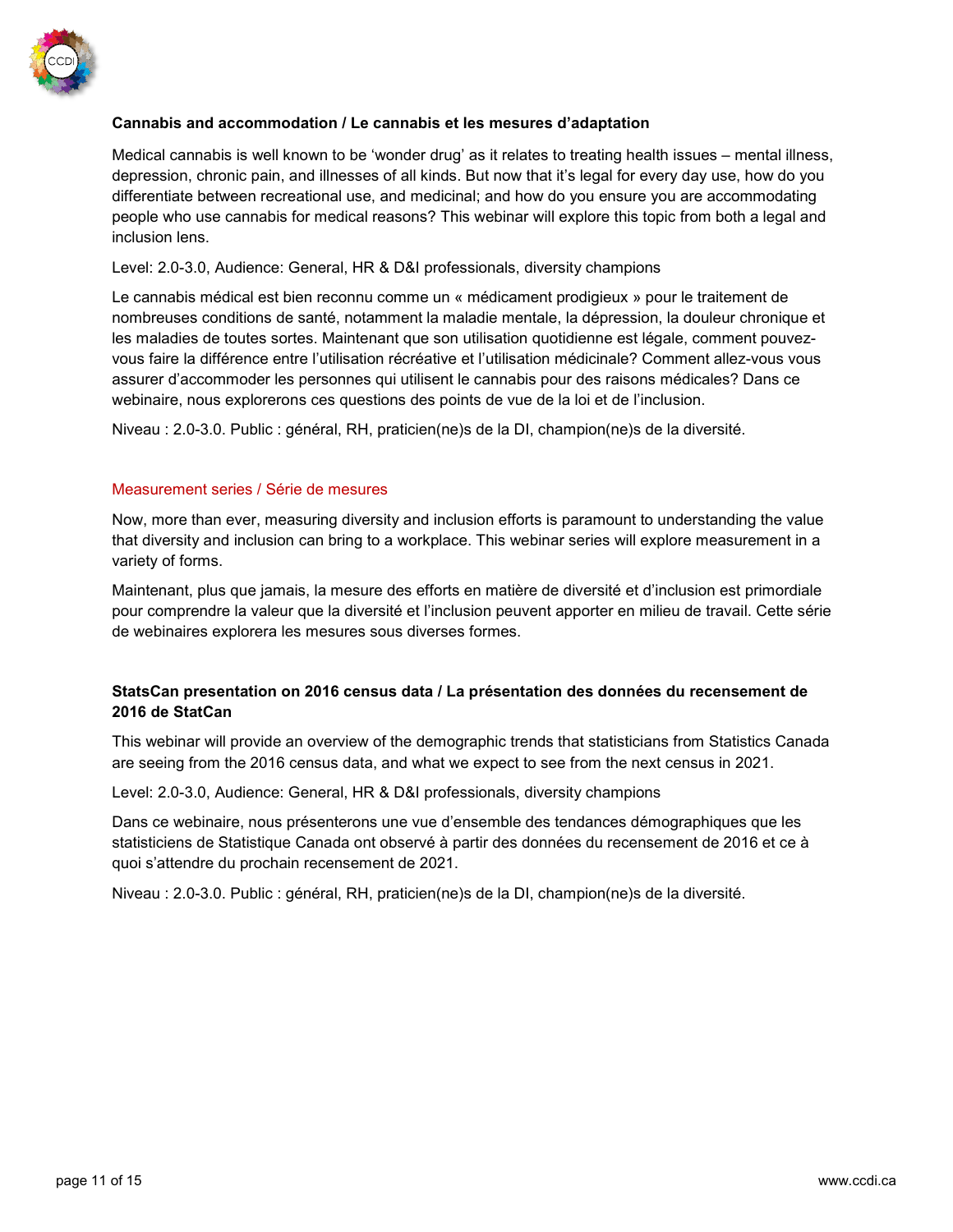**Cannabis and accommodation / Le cannabis et les mesures d'adaptation**

Medical cannabis is well known to be 'wonder drug' as it relates to treating health issues – mental illness, depression, chronic pain, and illnesses of all kinds. But now that it's legal for every day use, how do you differentiate between recreational use, and medicinal; and how do you ensure you are accommodating people who use cannabis for medical reasons? This webinar will explore this topic from both a legal and inclusion lens.

Level: 2.0-3.0, Audience: General, HR & D&I professionals, diversity champions

Le cannabis médical est bien reconnu comme un « médicament prodigieux » pour le traitement de nombreuses conditions de santé, notamment la maladie mentale, la dépression, la douleur chronique et les maladies de toutes sortes. Maintenant que son utilisation quotidienne est légale, comment pouvez-vous faire la différence entre l'utilisation récréative et l'utilisation médicinale? Comment allez-vous vous assurer d'accommoder les personnes qui utilisent le cannabis pour des raisons médicales? Dans ce webinaire, nous explorerons ces questions des points de vue de la loi et de l'inclusion.

Niveau : 2.0-3.0. Public : général, RH, praticien(ne)s de la DI, champion(ne)s de la diversité.

## Measurement series / Série de mesures

Now, more than ever, measuring diversity and inclusion efforts is paramount to understanding the value that diversity and inclusion can bring to a workplace. This webinar series will explore measurement in a variety of forms.

Maintenant, plus que jamais, la mesure des efforts en matière de diversité et d'inclusion est primordiale pour comprendre la valeur que la diversité et l'inclusion peuvent apporter en milieu de travail. Cette série de webinaires explorera les mesures sous diverses formes.

**StatsCan presentation on 2016 census data / La présentation des données du recensement de 2016 de StatCan**

This webinar will provide an overview of the demographic trends that statisticians from Statistics Canada are seeing from the 2016 census data, and what we expect to see from the next census in 2021.

Level: 2.0-3.0, Audience: General, HR & D&I professionals, diversity champions

Dans ce webinaire, nous présenterons une vue d'ensemble des tendances démographiques que les statisticiens de Statistique Canada ont observé à partir des données du recensement de 2016 et ce à quoi s'attendre du prochain recensement de 2021.

Niveau : 2.0-3.0. Public : général, RH, praticien(ne)s de la DI, champion(ne)s de la diversité.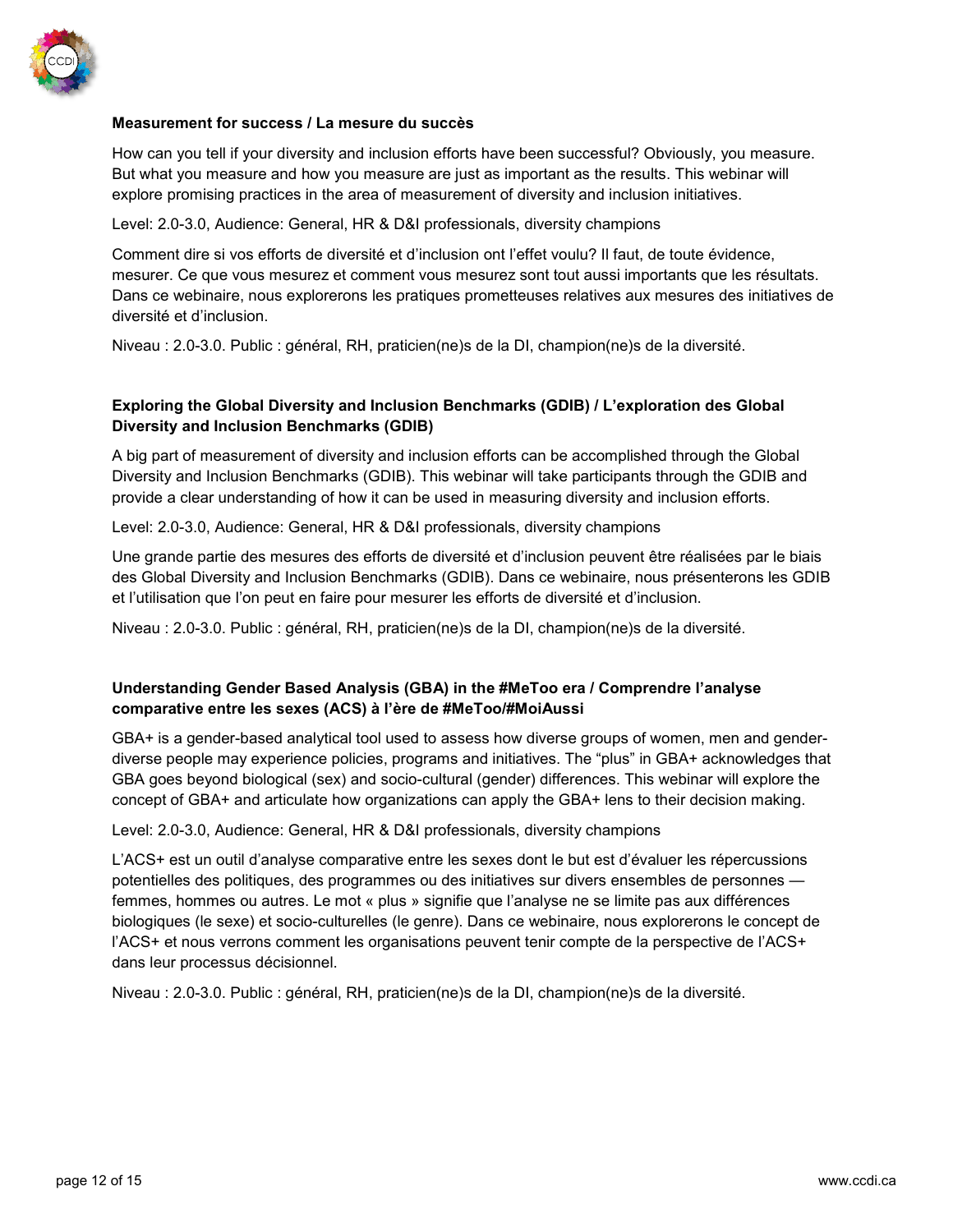**Measurement for success / La mesure du succès**

How can you tell if your diversity and inclusion efforts have been successful? Obviously, you measure. But what you measure and how you measure are just as important as the results. This webinar will explore promising practices in the area of measurement of diversity and inclusion initiatives.

Level: 2.0-3.0, Audience: General, HR & D&I professionals, diversity champions

Comment dire si vos efforts de diversité et d'inclusion ont l'effet voulu? Il faut, de toute évidence, mesurer. Ce que vous mesurez et comment vous mesurez sont tout aussi importants que les résultats. Dans ce webinaire, nous explorerons les pratiques prometteuses relatives aux mesures des initiatives de diversité et d'inclusion.

Niveau : 2.0-3.0. Public : général, RH, praticien(ne)s de la DI, champion(ne)s de la diversité.

**Exploring the Global Diversity and Inclusion Benchmarks (GDIB) / L'exploration des Global Diversity and Inclusion Benchmarks (GDIB)**

A big part of measurement of diversity and inclusion efforts can be accomplished through the Global Diversity and Inclusion Benchmarks (GDIB). This webinar will take participants through the GDIB and provide a clear understanding of how it can be used in measuring diversity and inclusion efforts.

Level: 2.0-3.0, Audience: General, HR & D&I professionals, diversity champions

Une grande partie des mesures des efforts de diversité et d'inclusion peuvent être réalisées par le biais des Global Diversity and Inclusion Benchmarks (GDIB). Dans ce webinaire, nous présenterons les GDIB et l'utilisation que l'on peut en faire pour mesurer les efforts de diversité et d'inclusion.

Niveau : 2.0-3.0. Public : général, RH, praticien(ne)s de la DI, champion(ne)s de la diversité.

**Understanding Gender Based Analysis (GBA) in the #MeToo era / Comprendre l'analyse comparative entre les sexes (ACS) à l'ère de #MeToo/#MoiAussi**

GBA+ is a gender-based analytical tool used to assess how diverse groups of women, men and gender-diverse people may experience policies, programs and initiatives. The "plus" in GBA+ acknowledges that GBA goes beyond biological (sex) and socio-cultural (gender) differences. This webinar will explore the concept of GBA+ and articulate how organizations can apply the GBA+ lens to their decision making.

Level: 2.0-3.0, Audience: General, HR & D&I professionals, diversity champions

L'ACS+ est un outil d'analyse comparative entre les sexes dont le but est d'évaluer les répercussions potentielles des politiques, des programmes ou des initiatives sur divers ensembles de personnes — femmes, hommes ou autres. Le mot « plus » signifie que l'analyse ne se limite pas aux différences biologiques (le sexe) et socio-culturelles (le genre). Dans ce webinaire, nous explorerons le concept de l'ACS+ et nous verrons comment les organisations peuvent tenir compte de la perspective de l'ACS+ dans leur processus décisionnel.

Niveau : 2.0-3.0. Public : général, RH, praticien(ne)s de la DI, champion(ne)s de la diversité.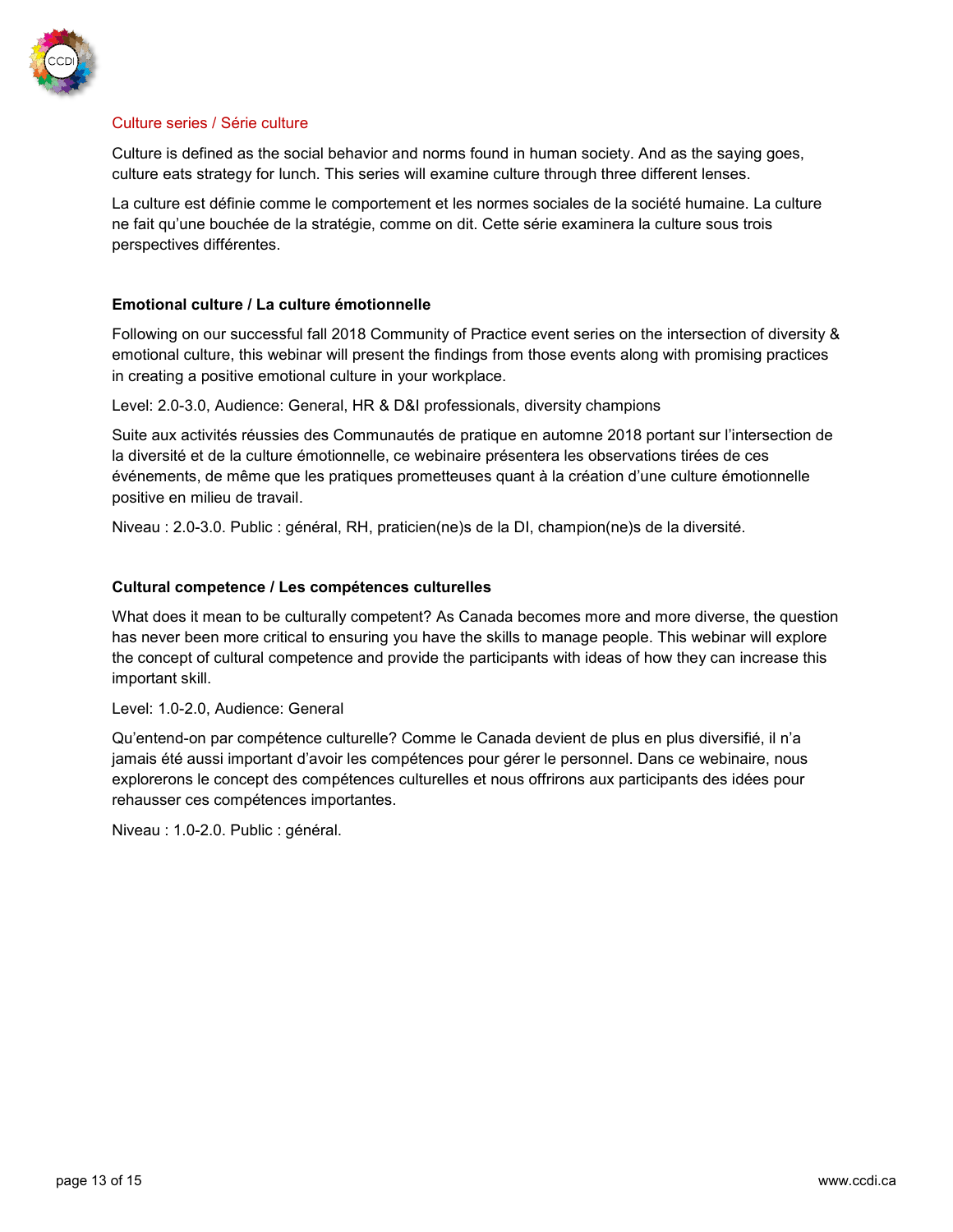## Culture series / Série culture

Culture is defined as the social behavior and norms found in human society. And as the saying goes, culture eats strategy for lunch. This series will examine culture through three different lenses.

La culture est définie comme le comportement et les normes sociales de la société humaine. La culture ne fait qu'une bouchée de la stratégie, comme on dit. Cette série examinera la culture sous trois perspectives différentes.

### Emotional culture / La culture émotionnelle

Following on our successful fall 2018 Community of Practice event series on the intersection of diversity & emotional culture, this webinar will present the findings from those events along with promising practices in creating a positive emotional culture in your workplace.

Level: 2.0-3.0, Audience: General, HR & D&I professionals, diversity champions

Suite aux activités réussies des Communautés de pratique en automne 2018 portant sur l'intersection de la diversité et de la culture émotionnelle, ce webinaire présentera les observations tirées de ces événements, de même que les pratiques prometteuses quant à la création d'une culture émotionnelle positive en milieu de travail.

Niveau : 2.0-3.0. Public : général, RH, praticien(ne)s de la DI, champion(ne)s de la diversité.

### Cultural competence / Les compétences culturelles

What does it mean to be culturally competent? As Canada becomes more and more diverse, the question has never been more critical to ensuring you have the skills to manage people. This webinar will explore the concept of cultural competence and provide the participants with ideas of how they can increase this important skill.

Level: 1.0-2.0, Audience: General

Qu'entend-on par compétence culturelle? Comme le Canada devient de plus en plus diversifié, il n'a jamais été aussi important d'avoir les compétences pour gérer le personnel. Dans ce webinaire, nous explorerons le concept des compétences culturelles et nous offrirons aux participants des idées pour rehausser ces compétences importantes.

Niveau : 1.0-2.0. Public : général.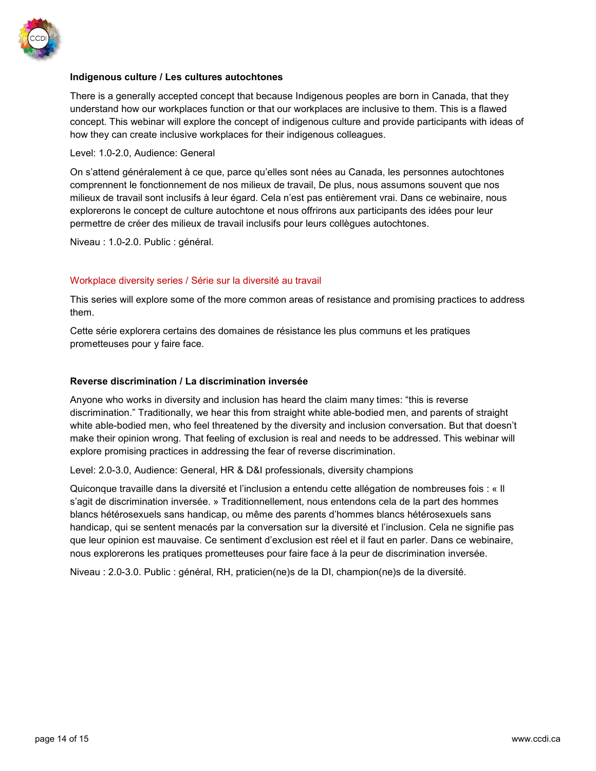### Indigenous culture / Les cultures autochtones

There is a generally accepted concept that because Indigenous peoples are born in Canada, that they understand how our workplaces function or that our workplaces are inclusive to them. This is a flawed concept. This webinar will explore the concept of indigenous culture and provide participants with ideas of how they can create inclusive workplaces for their indigenous colleagues.

Level: 1.0-2.0, Audience: General

On s'attend généralement à ce que, parce qu'elles sont nées au Canada, les personnes autochtones comprennent le fonctionnement de nos milieux de travail, De plus, nous assumons souvent que nos milieux de travail sont inclusifs à leur égard. Cela n'est pas entièrement vrai. Dans ce webinaire, nous explorerons le concept de culture autochtone et nous offrirons aux participants des idées pour leur permettre de créer des milieux de travail inclusifs pour leurs collègues autochtones.

Niveau : 1.0-2.0. Public : général.

## Workplace diversity series / Série sur la diversité au travail

This series will explore some of the more common areas of resistance and promising practices to address them.

Cette série explorera certains des domaines de résistance les plus communs et les pratiques prometteuses pour y faire face.

### Reverse discrimination / La discrimination inversée

Anyone who works in diversity and inclusion has heard the claim many times: "this is reverse discrimination." Traditionally, we hear this from straight white able-bodied men, and parents of straight white able-bodied men, who feel threatened by the diversity and inclusion conversation. But that doesn't make their opinion wrong. That feeling of exclusion is real and needs to be addressed. This webinar will explore promising practices in addressing the fear of reverse discrimination.

Level: 2.0-3.0, Audience: General, HR & D&I professionals, diversity champions

Quiconque travaille dans la diversité et l'inclusion a entendu cette allégation de nombreuses fois : « Il s'agit de discrimination inversée. » Traditionnellement, nous entendons cela de la part des hommes blancs hétérosexuels sans handicap, ou même des parents d'hommes blancs hétérosexuels sans handicap, qui se sentent menacés par la conversation sur la diversité et l'inclusion. Cela ne signifie pas que leur opinion est mauvaise. Ce sentiment d'exclusion est réel et il faut en parler. Dans ce webinaire, nous explorerons les pratiques prometteuses pour faire face à la peur de discrimination inversée.

Niveau : 2.0-3.0. Public : général, RH, praticien(ne)s de la DI, champion(ne)s de la diversité.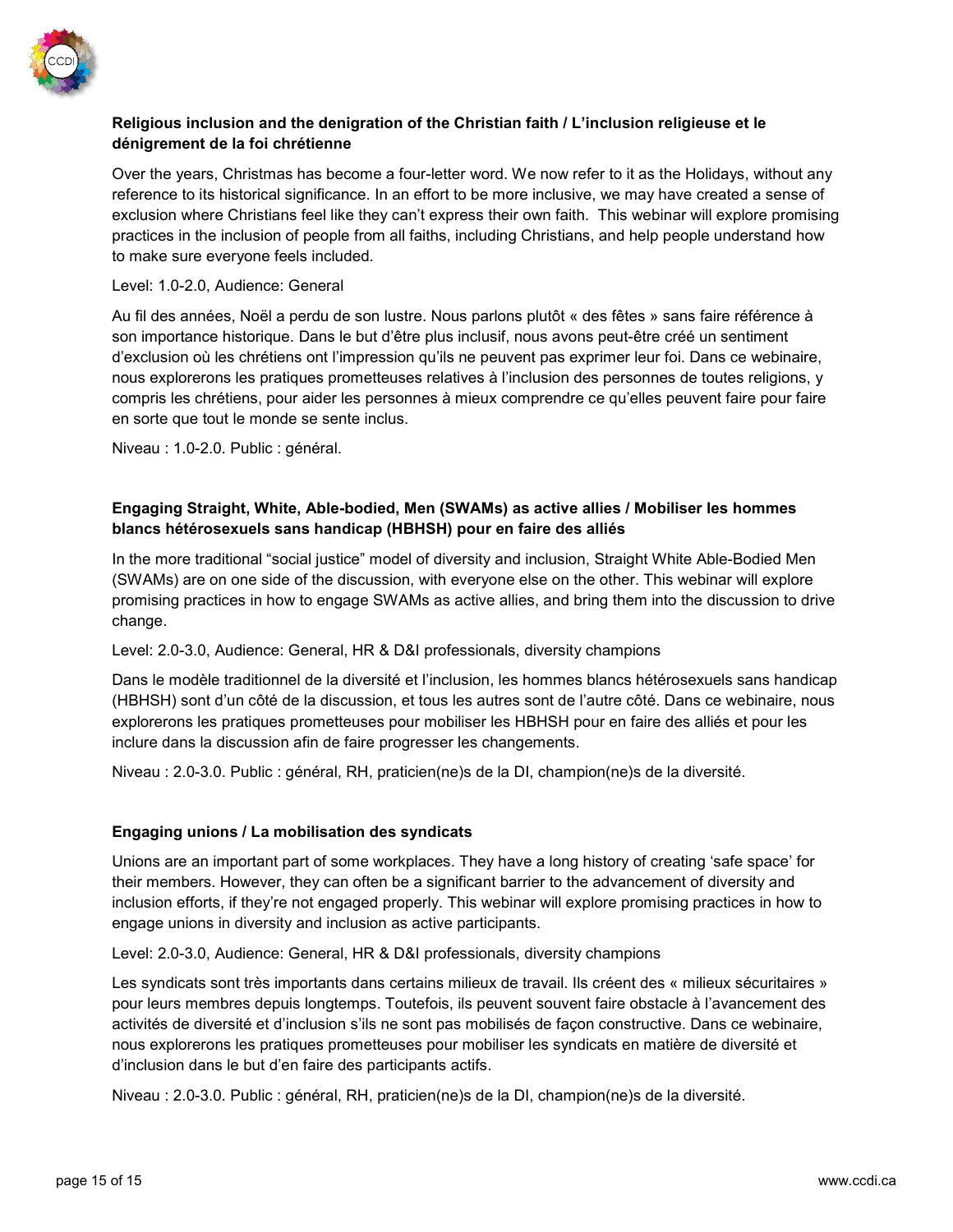**Religious inclusion and the denigration of the Christian faith / L'inclusion religieuse et le dénigrement de la foi chrétienne**

Over the years, Christmas has become a four-letter word. We now refer to it as the Holidays, without any reference to its historical significance. In an effort to be more inclusive, we may have created a sense of exclusion where Christians feel like they can't express their own faith. This webinar will explore promising practices in the inclusion of people from all faiths, including Christians, and help people understand how to make sure everyone feels included.

Level: 1.0-2.0, Audience: General

Au fil des années, Noël a perdu de son lustre. Nous parlons plutôt « des fêtes » sans faire référence à son importance historique. Dans le but d'être plus inclusif, nous avons peut-être créé un sentiment d'exclusion où les chrétiens ont l'impression qu'ils ne peuvent pas exprimer leur foi. Dans ce webinaire, nous explorerons les pratiques prometteuses relatives à l'inclusion des personnes de toutes religions, y compris les chrétiens, pour aider les personnes à mieux comprendre ce qu'elles peuvent faire pour faire en sorte que tout le monde se sente inclus.

Niveau : 1.0-2.0. Public : général.

**Engaging Straight, White, Able-bodied, Men (SWAMs) as active allies / Mobiliser les hommes blancs hétérosexuels sans handicap (HBHSH) pour en faire des alliés**

In the more traditional "social justice" model of diversity and inclusion, Straight White Able-Bodied Men (SWAMs) are on one side of the discussion, with everyone else on the other. This webinar will explore promising practices in how to engage SWAMs as active allies, and bring them into the discussion to drive change.

Level: 2.0-3.0, Audience: General, HR & D&I professionals, diversity champions

Dans le modèle traditionnel de la diversité et l'inclusion, les hommes blancs hétérosexuels sans handicap (HBHSH) sont d'un côté de la discussion, et tous les autres sont de l'autre côté. Dans ce webinaire, nous explorerons les pratiques prometteuses pour mobiliser les HBHSH pour en faire des alliés et pour les inclure dans la discussion afin de faire progresser les changements.

Niveau : 2.0-3.0. Public : général, RH, praticien(ne)s de la DI, champion(ne)s de la diversité.

**Engaging unions / La mobilisation des syndicats**

Unions are an important part of some workplaces. They have a long history of creating 'safe space' for their members. However, they can often be a significant barrier to the advancement of diversity and inclusion efforts, if they're not engaged properly. This webinar will explore promising practices in how to engage unions in diversity and inclusion as active participants.

Level: 2.0-3.0, Audience: General, HR & D&I professionals, diversity champions

Les syndicats sont très importants dans certains milieux de travail. Ils créent des « milieux sécuritaires » pour leurs membres depuis longtemps. Toutefois, ils peuvent souvent faire obstacle à l'avancement des activités de diversité et d'inclusion s'ils ne sont pas mobilisés de façon constructive. Dans ce webinaire, nous explorerons les pratiques prometteuses pour mobiliser les syndicats en matière de diversité et d'inclusion dans le but d'en faire des participants actifs.

Niveau : 2.0-3.0. Public : général, RH, praticien(ne)s de la DI, champion(ne)s de la diversité.